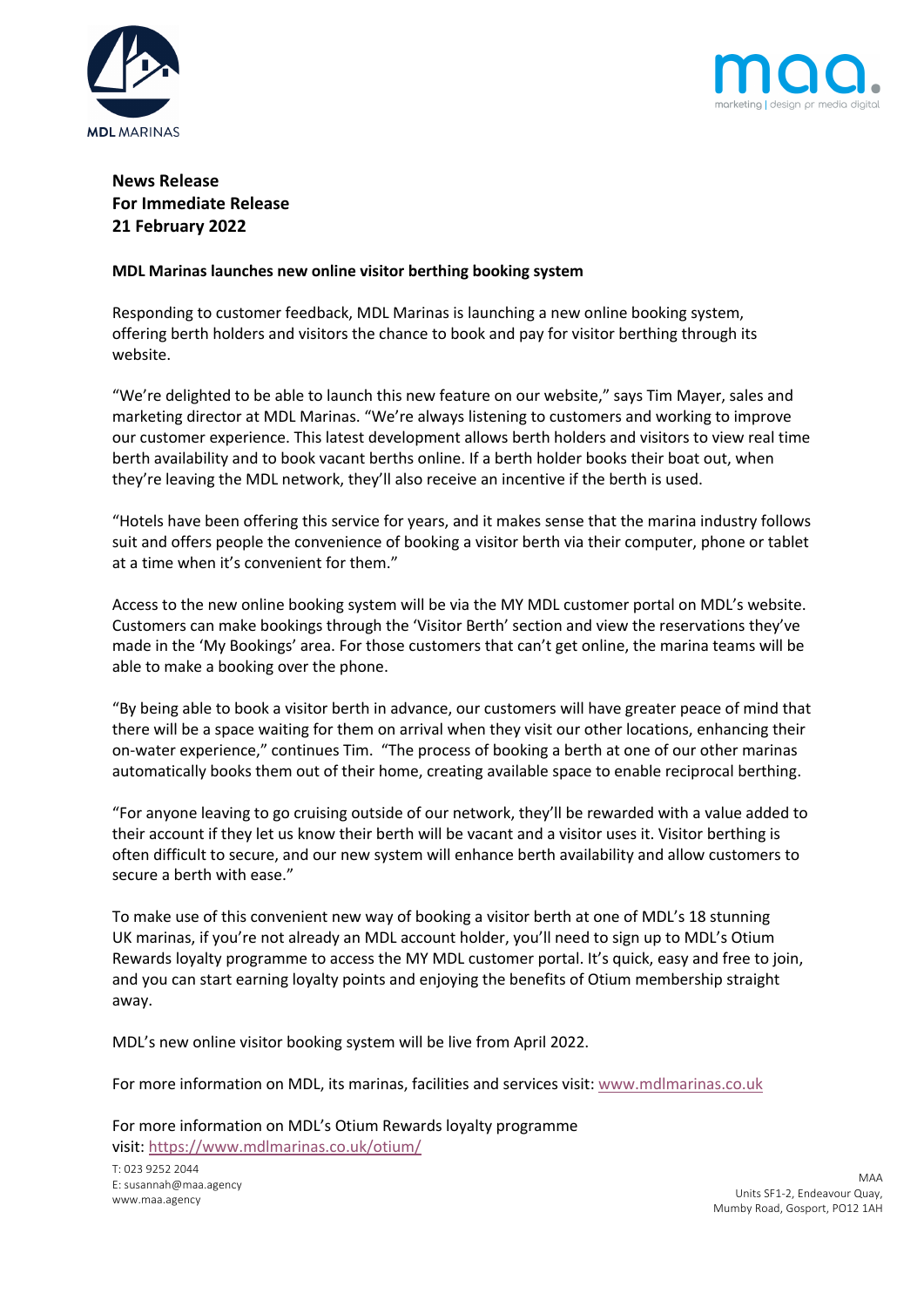**News Release**
**For Immediate Release**
**21 February 2022**

**MDL Marinas launches new online visitor berthing booking system**

Responding to customer feedback, MDL Marinas is launching a new online booking system, offering berth holders and visitors the chance to book and pay for visitor berthing through its website.

"We're delighted to be able to launch this new feature on our website," says Tim Mayer, sales and marketing director at MDL Marinas. "We're always listening to customers and working to improve our customer experience. This latest development allows berth holders and visitors to view real time berth availability and to book vacant berths online. If a berth holder books their boat out, when they're leaving the MDL network, they'll also receive an incentive if the berth is used.

"Hotels have been offering this service for years, and it makes sense that the marina industry follows suit and offers people the convenience of booking a visitor berth via their computer, phone or tablet at a time when it's convenient for them."

Access to the new online booking system will be via the MY MDL customer portal on MDL's website. Customers can make bookings through the 'Visitor Berth' section and view the reservations they've made in the 'My Bookings' area. For those customers that can't get online, the marina teams will be able to make a booking over the phone.

"By being able to book a visitor berth in advance, our customers will have greater peace of mind that there will be a space waiting for them on arrival when they visit our other locations, enhancing their on-water experience," continues Tim. "The process of booking a berth at one of our other marinas automatically books them out of their home, creating available space to enable reciprocal berthing.

"For anyone leaving to go cruising outside of our network, they'll be rewarded with a value added to their account if they let us know their berth will be vacant and a visitor uses it. Visitor berthing is often difficult to secure, and our new system will enhance berth availability and allow customers to secure a berth with ease."

To make use of this convenient new way of booking a visitor berth at one of MDL's 18 stunning UK marinas, if you're not already an MDL account holder, you'll need to sign up to MDL's Otium Rewards loyalty programme to access the MY MDL customer portal. It's quick, easy and free to join, and you can start earning loyalty points and enjoying the benefits of Otium membership straight away.

MDL's new online visitor booking system will be live from April 2022.

For more information on MDL, its marinas, facilities and services visit: www.mdlmarinas.co.uk

For more information on MDL's Otium Rewards loyalty programme visit: https://www.mdlmarinas.co.uk/otium/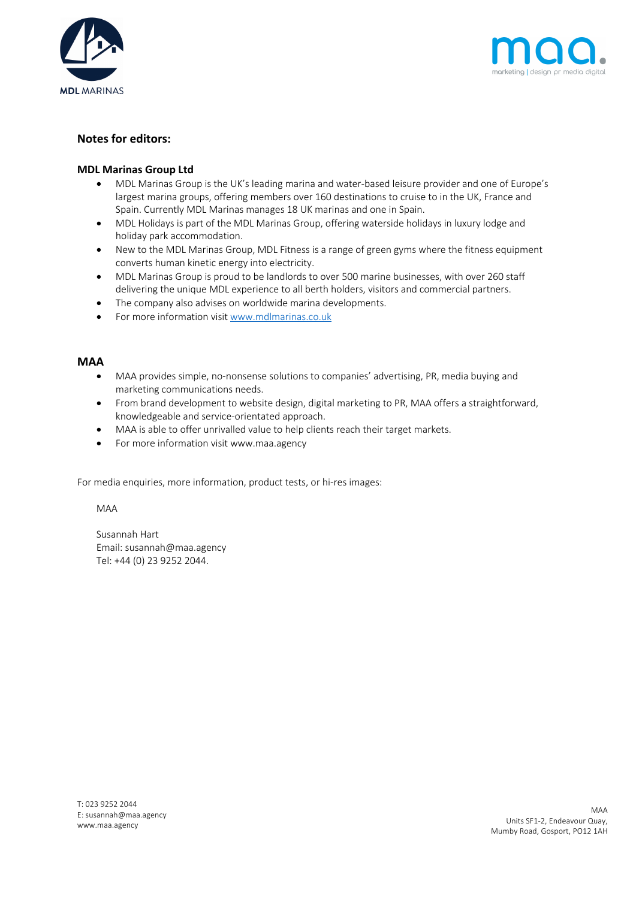## Notes for editors:

### MDL Marinas Group Ltd

- MDL Marinas Group is the UK's leading marina and water-based leisure provider and one of Europe's largest marina groups, offering members over 160 destinations to cruise to in the UK, France and Spain. Currently MDL Marinas manages 18 UK marinas and one in Spain.
- MDL Holidays is part of the MDL Marinas Group, offering waterside holidays in luxury lodge and holiday park accommodation.
- New to the MDL Marinas Group, MDL Fitness is a range of green gyms where the fitness equipment converts human kinetic energy into electricity.
- MDL Marinas Group is proud to be landlords to over 500 marine businesses, with over 260 staff delivering the unique MDL experience to all berth holders, visitors and commercial partners.
- The company also advises on worldwide marina developments.
- For more information visit www.mdlmarinas.co.uk

### MAA

- MAA provides simple, no-nonsense solutions to companies' advertising, PR, media buying and marketing communications needs.
- From brand development to website design, digital marketing to PR, MAA offers a straightforward, knowledgeable and service-orientated approach.
- MAA is able to offer unrivalled value to help clients reach their target markets.
- For more information visit www.maa.agency

For media enquiries, more information, product tests, or hi-res images:

MAA

Susannah Hart
Email: susannah@maa.agency
Tel: +44 (0) 23 9252 2044.

T: 023 9252 2044
E: susannah@maa.agency
www.maa.agency

MAA
Units SF1-2, Endeavour Quay,
Mumby Road, Gosport, PO12 1AH